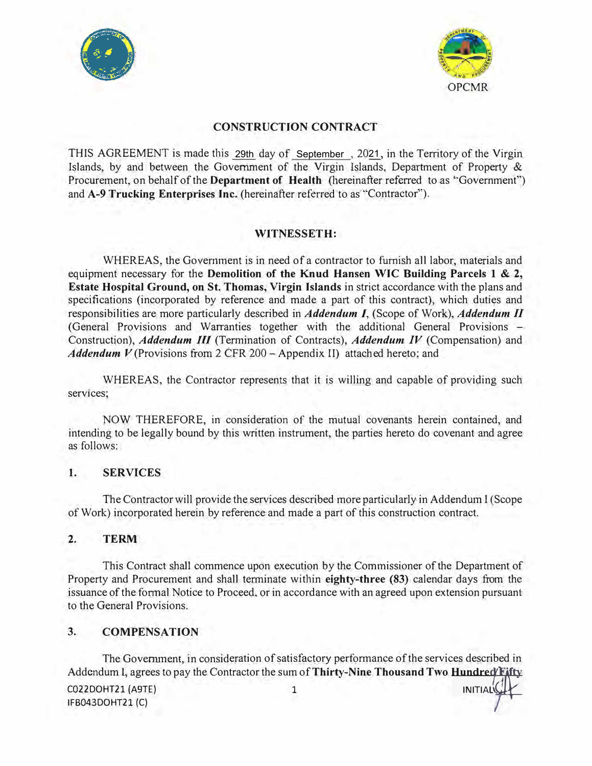OPCMR

# CONSTRUCTION CONTRACT

THIS AGREEMENT is made this 29th day of September, 2021, in the Territory of the Virgin Islands, by and between the Government of the Virgin Islands, Department of Property & Procurement, on behalf of the **Department of Health** (hereinafter referred to as "Government") and **A-9 Trucking Enterprises Inc.** (hereinafter referred to as "Contractor").

## WITNESSETH:

WHEREAS, the Government is in need of a contractor to furnish all labor, materials and equipment necessary for the **Demolition of the Knud Hansen WIC Building Parcels 1 & 2, Estate Hospital Ground, on St. Thomas, Virgin Islands** in strict accordance with the plans and specifications (incorporated by reference and made a part of this contract), which duties and responsibilities are more particularly described in ***Addendum I***, (Scope of Work), ***Addendum II*** (General Provisions and Warranties together with the additional General Provisions – Construction), ***Addendum III*** (Termination of Contracts), ***Addendum IV*** (Compensation) and ***Addendum V*** (Provisions from 2 CFR 200 – Appendix II) attached hereto; and

WHEREAS, the Contractor represents that it is willing and capable of providing such services;

NOW THEREFORE, in consideration of the mutual covenants herein contained, and intending to be legally bound by this written instrument, the parties hereto do covenant and agree as follows:

## 1. SERVICES

The Contractor will provide the services described more particularly in Addendum I (Scope of Work) incorporated herein by reference and made a part of this construction contract.

## 2. TERM

This Contract shall commence upon execution by the Commissioner of the Department of Property and Procurement and shall terminate within **eighty-three (83)** calendar days from the issuance of the formal Notice to Proceed, or in accordance with an agreed upon extension pursuant to the General Provisions.

## 3. COMPENSATION

The Government, in consideration of satisfactory performance of the services described in Addendum I, agrees to pay the Contractor the sum of **Thirty-Nine Thousand Two <u>Hundred Fifty</u>**

C022DOHT21 (A9TE)
IFB043DOHT21 (C)

INITIAL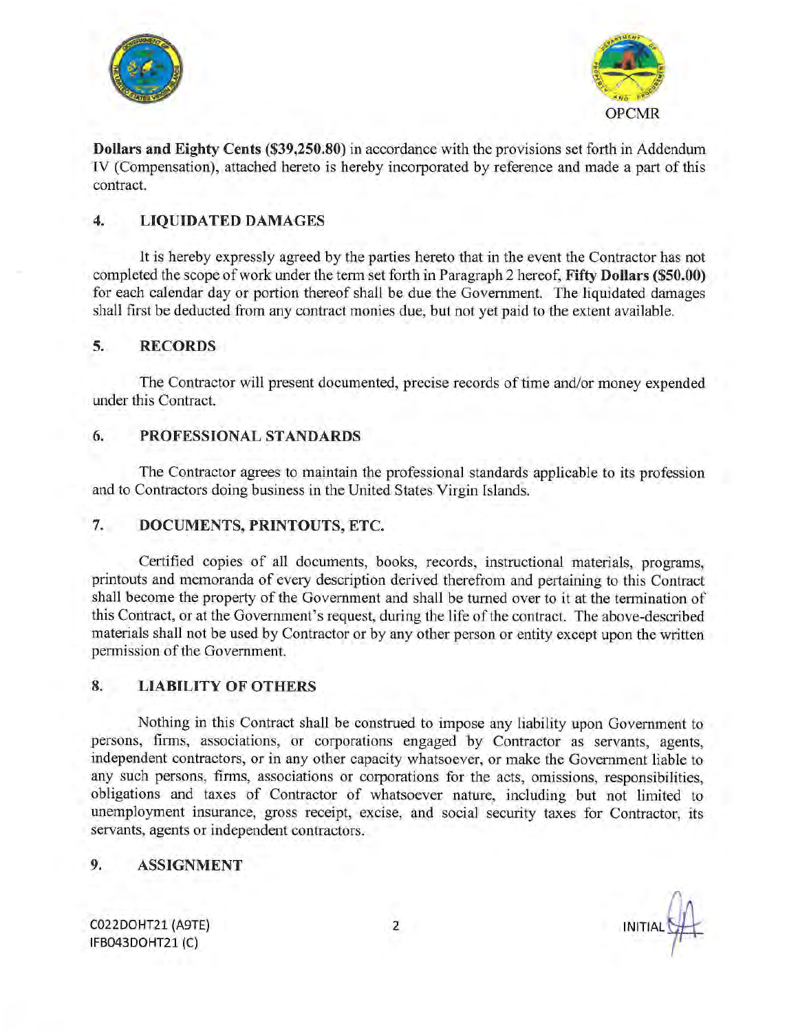**Dollars and Eighty Cents ($39,250.80)** in accordance with the provisions set forth in Addendum IV (Compensation), attached hereto is hereby incorporated by reference and made a part of this contract.

## 4. LIQUIDATED DAMAGES

It is hereby expressly agreed by the parties hereto that in the event the Contractor has not completed the scope of work under the term set forth in Paragraph 2 hereof, **Fifty Dollars ($50.00)** for each calendar day or portion thereof shall be due the Government. The liquidated damages shall first be deducted from any contract monies due, but not yet paid to the extent available.

## 5. RECORDS

The Contractor will present documented, precise records of time and/or money expended under this Contract.

## 6. PROFESSIONAL STANDARDS

The Contractor agrees to maintain the professional standards applicable to its profession and to Contractors doing business in the United States Virgin Islands.

## 7. DOCUMENTS, PRINTOUTS, ETC.

Certified copies of all documents, books, records, instructional materials, programs, printouts and memoranda of every description derived therefrom and pertaining to this Contract shall become the property of the Government and shall be turned over to it at the termination of this Contract, or at the Government's request, during the life of the contract. The above-described materials shall not be used by Contractor or by any other person or entity except upon the written permission of the Government.

## 8. LIABILITY OF OTHERS

Nothing in this Contract shall be construed to impose any liability upon Government to persons, firms, associations, or corporations engaged by Contractor as servants, agents, independent contractors, or in any other capacity whatsoever, or make the Government liable to any such persons, firms, associations or corporations for the acts, omissions, responsibilities, obligations and taxes of Contractor of whatsoever nature, including but not limited to unemployment insurance, gross receipt, excise, and social security taxes for Contractor, its servants, agents or independent contractors.

## 9. ASSIGNMENT

C022DOHT21 (A9TE)
IFB043DOHT21 (C)

INITIAL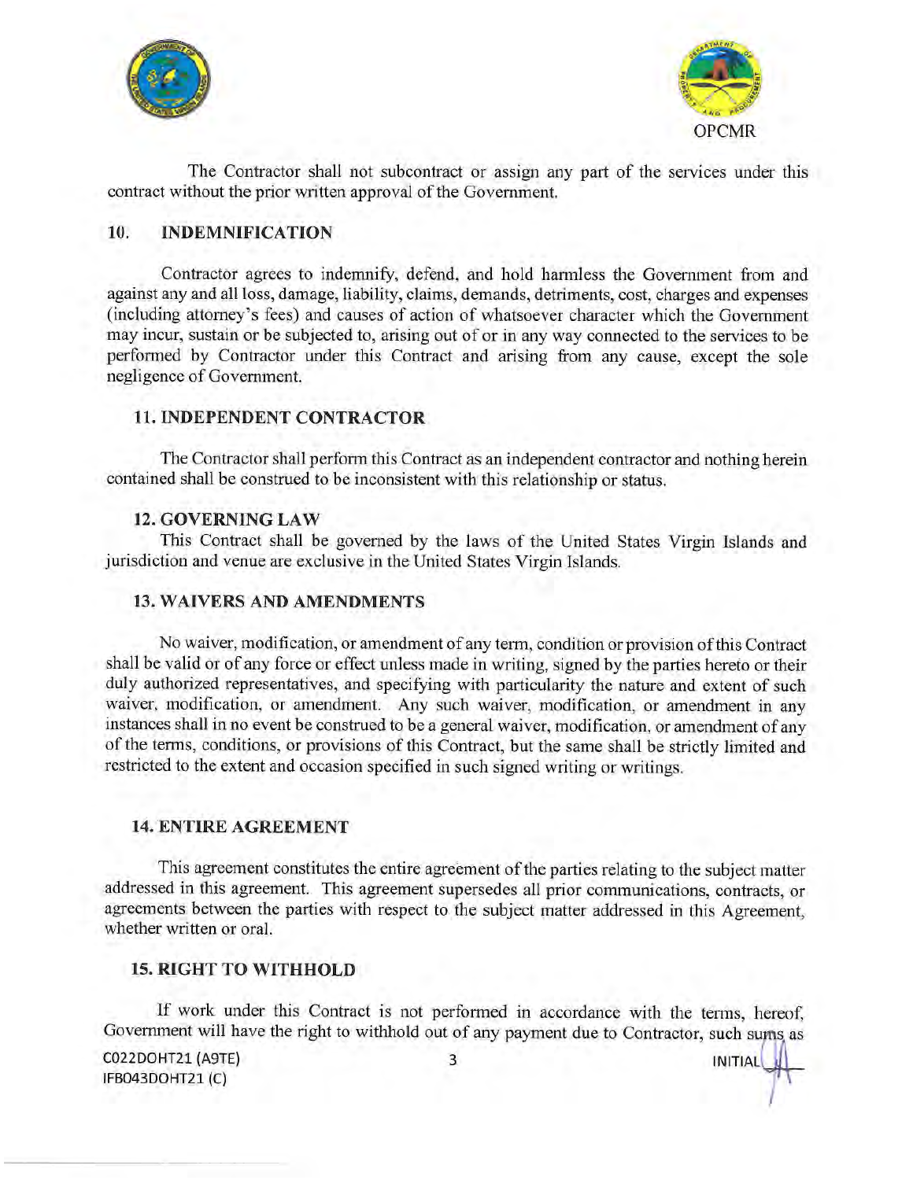The Contractor shall not subcontract or assign any part of the services under this contract without the prior written approval of the Government.

## 10. INDEMNIFICATION

Contractor agrees to indemnify, defend, and hold harmless the Government from and against any and all loss, damage, liability, claims, demands, detriments, cost, charges and expenses (including attorney's fees) and causes of action of whatsoever character which the Government may incur, sustain or be subjected to, arising out of or in any way connected to the services to be performed by Contractor under this Contract and arising from any cause, except the sole negligence of Government.

## 11. INDEPENDENT CONTRACTOR

The Contractor shall perform this Contract as an independent contractor and nothing herein contained shall be construed to be inconsistent with this relationship or status.

## 12. GOVERNING LAW

This Contract shall be governed by the laws of the United States Virgin Islands and jurisdiction and venue are exclusive in the United States Virgin Islands.

## 13. WAIVERS AND AMENDMENTS

No waiver, modification, or amendment of any term, condition or provision of this Contract shall be valid or of any force or effect unless made in writing, signed by the parties hereto or their duly authorized representatives, and specifying with particularity the nature and extent of such waiver, modification, or amendment. Any such waiver, modification, or amendment in any instances shall in no event be construed to be a general waiver, modification, or amendment of any of the terms, conditions, or provisions of this Contract, but the same shall be strictly limited and restricted to the extent and occasion specified in such signed writing or writings.

## 14. ENTIRE AGREEMENT

This agreement constitutes the entire agreement of the parties relating to the subject matter addressed in this agreement. This agreement supersedes all prior communications, contracts, or agreements between the parties with respect to the subject matter addressed in this Agreement, whether written or oral.

## 15. RIGHT TO WITHHOLD

If work under this Contract is not performed in accordance with the terms, hereof, Government will have the right to withhold out of any payment due to Contractor, such sums as

C022DOHT21 (A9TE)
IFB043DOHT21 (C)

INITIAL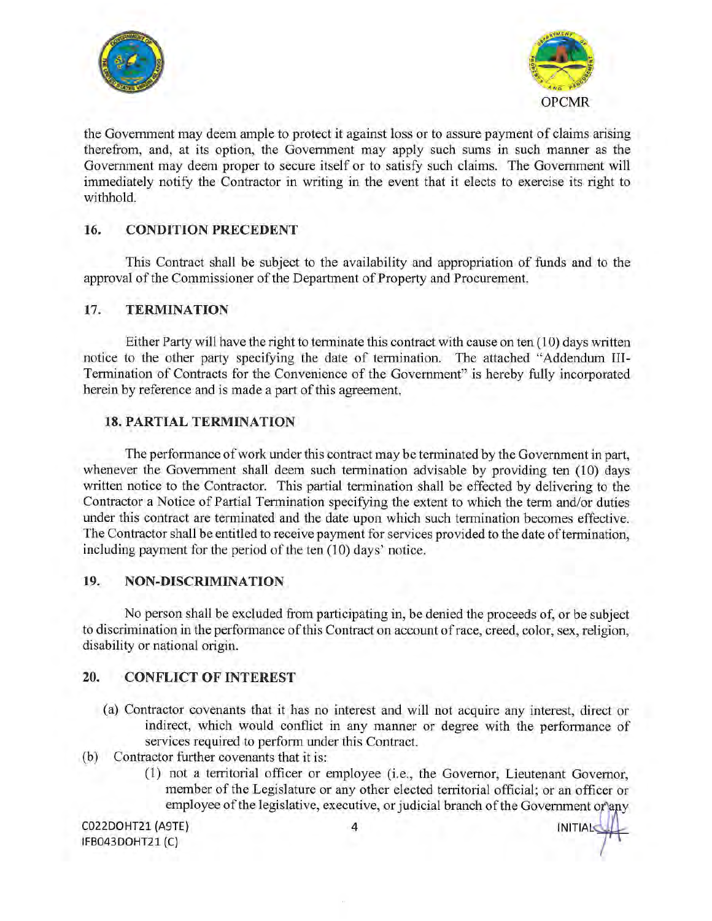the Government may deem ample to protect it against loss or to assure payment of claims arising therefrom, and, at its option, the Government may apply such sums in such manner as the Government may deem proper to secure itself or to satisfy such claims. The Government will immediately notify the Contractor in writing in the event that it elects to exercise its right to withhold.

## 16. CONDITION PRECEDENT

This Contract shall be subject to the availability and appropriation of funds and to the approval of the Commissioner of the Department of Property and Procurement.

## 17. TERMINATION

Either Party will have the right to terminate this contract with cause on ten (10) days written notice to the other party specifying the date of termination. The attached "Addendum III-Termination of Contracts for the Convenience of the Government" is hereby fully incorporated herein by reference and is made a part of this agreement.

## 18. PARTIAL TERMINATION

The performance of work under this contract may be terminated by the Government in part, whenever the Government shall deem such termination advisable by providing ten (10) days written notice to the Contractor. This partial termination shall be effected by delivering to the Contractor a Notice of Partial Termination specifying the extent to which the term and/or duties under this contract are terminated and the date upon which such termination becomes effective. The Contractor shall be entitled to receive payment for services provided to the date of termination, including payment for the period of the ten (10) days' notice.

## 19. NON-DISCRIMINATION

No person shall be excluded from participating in, be denied the proceeds of, or be subject to discrimination in the performance of this Contract on account of race, creed, color, sex, religion, disability or national origin.

## 20. CONFLICT OF INTEREST

(a) Contractor covenants that it has no interest and will not acquire any interest, direct or indirect, which would conflict in any manner or degree with the performance of services required to perform under this Contract.

(b) Contractor further covenants that it is:

(1) not a territorial officer or employee (i.e., the Governor, Lieutenant Governor, member of the Legislature or any other elected territorial official; or an officer or employee of the legislative, executive, or judicial branch of the Government or any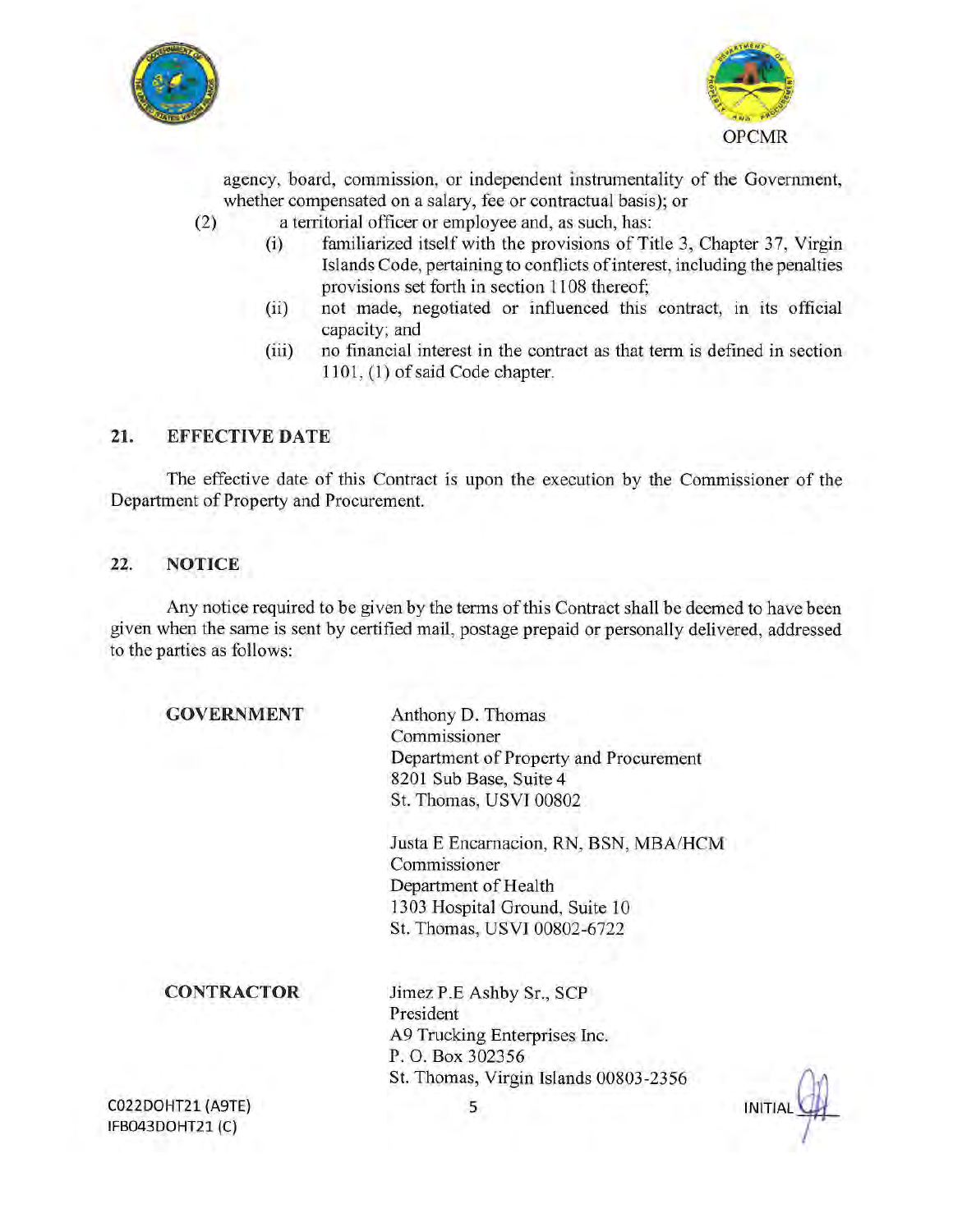agency, board, commission, or independent instrumentality of the Government, whether compensated on a salary, fee or contractual basis); or

(2) a territorial officer or employee and, as such, has:

   (i) familiarized itself with the provisions of Title 3, Chapter 37, Virgin Islands Code, pertaining to conflicts of interest, including the penalties provisions set forth in section 1108 thereof;

   (ii) not made, negotiated or influenced this contract, in its official capacity; and

   (iii) no financial interest in the contract as that term is defined in section 1101, (1) of said Code chapter.

## 21. EFFECTIVE DATE

The effective date of this Contract is upon the execution by the Commissioner of the Department of Property and Procurement.

## 22. NOTICE

Any notice required to be given by the terms of this Contract shall be deemed to have been given when the same is sent by certified mail, postage prepaid or personally delivered, addressed to the parties as follows:

**GOVERNMENT**

Anthony D. Thomas
Commissioner
Department of Property and Procurement
8201 Sub Base, Suite 4
St. Thomas, USVI 00802

Justa E Encarnacion, RN, BSN, MBA/HCM
Commissioner
Department of Health
1303 Hospital Ground, Suite 10
St. Thomas, USVI 00802-6722

**CONTRACTOR**

Jimez P.E Ashby Sr., SCP
President
A9 Trucking Enterprises Inc.
P. O. Box 302356
St. Thomas, Virgin Islands 00803-2356

C022DOHT21 (A9TE)
IFB043DOHT21 (C)

INITIAL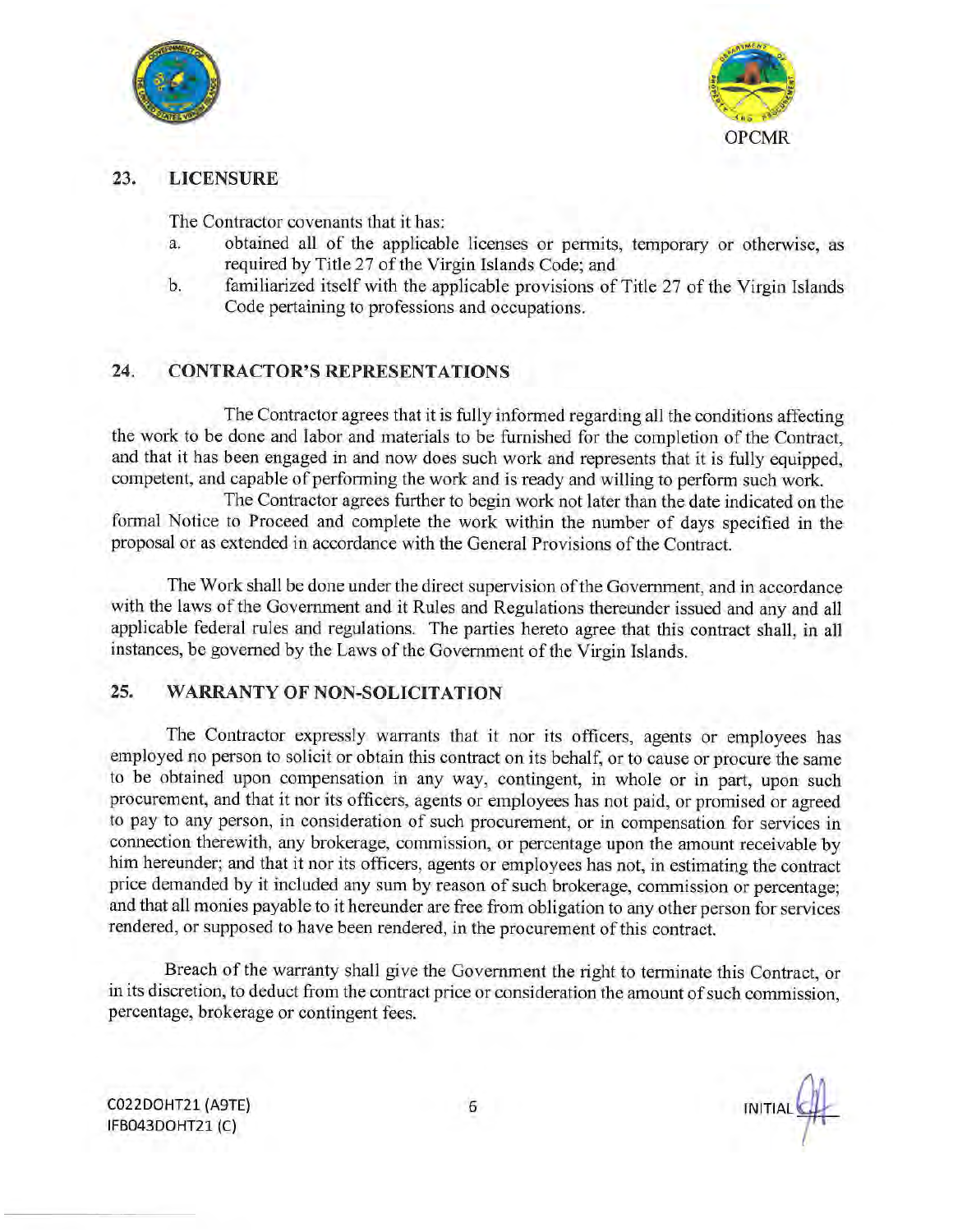## 23. LICENSURE

The Contractor covenants that it has:

a. obtained all of the applicable licenses or permits, temporary or otherwise, as required by Title 27 of the Virgin Islands Code; and
b. familiarized itself with the applicable provisions of Title 27 of the Virgin Islands Code pertaining to professions and occupations.

## 24. CONTRACTOR'S REPRESENTATIONS

The Contractor agrees that it is fully informed regarding all the conditions affecting the work to be done and labor and materials to be furnished for the completion of the Contract, and that it has been engaged in and now does such work and represents that it is fully equipped, competent, and capable of performing the work and is ready and willing to perform such work.

The Contractor agrees further to begin work not later than the date indicated on the formal Notice to Proceed and complete the work within the number of days specified in the proposal or as extended in accordance with the General Provisions of the Contract.

The Work shall be done under the direct supervision of the Government, and in accordance with the laws of the Government and it Rules and Regulations thereunder issued and any and all applicable federal rules and regulations. The parties hereto agree that this contract shall, in all instances, be governed by the Laws of the Government of the Virgin Islands.

## 25. WARRANTY OF NON-SOLICITATION

The Contractor expressly warrants that it nor its officers, agents or employees has employed no person to solicit or obtain this contract on its behalf, or to cause or procure the same to be obtained upon compensation in any way, contingent, in whole or in part, upon such procurement, and that it nor its officers, agents or employees has not paid, or promised or agreed to pay to any person, in consideration of such procurement, or in compensation for services in connection therewith, any brokerage, commission, or percentage upon the amount receivable by him hereunder; and that it nor its officers, agents or employees has not, in estimating the contract price demanded by it included any sum by reason of such brokerage, commission or percentage; and that all monies payable to it hereunder are free from obligation to any other person for services rendered, or supposed to have been rendered, in the procurement of this contract.

Breach of the warranty shall give the Government the right to terminate this Contract, or in its discretion, to deduct from the contract price or consideration the amount of such commission, percentage, brokerage or contingent fees.

C022DOHT21 (A9TE)
IFB043DOHT21 (C)

INITIAL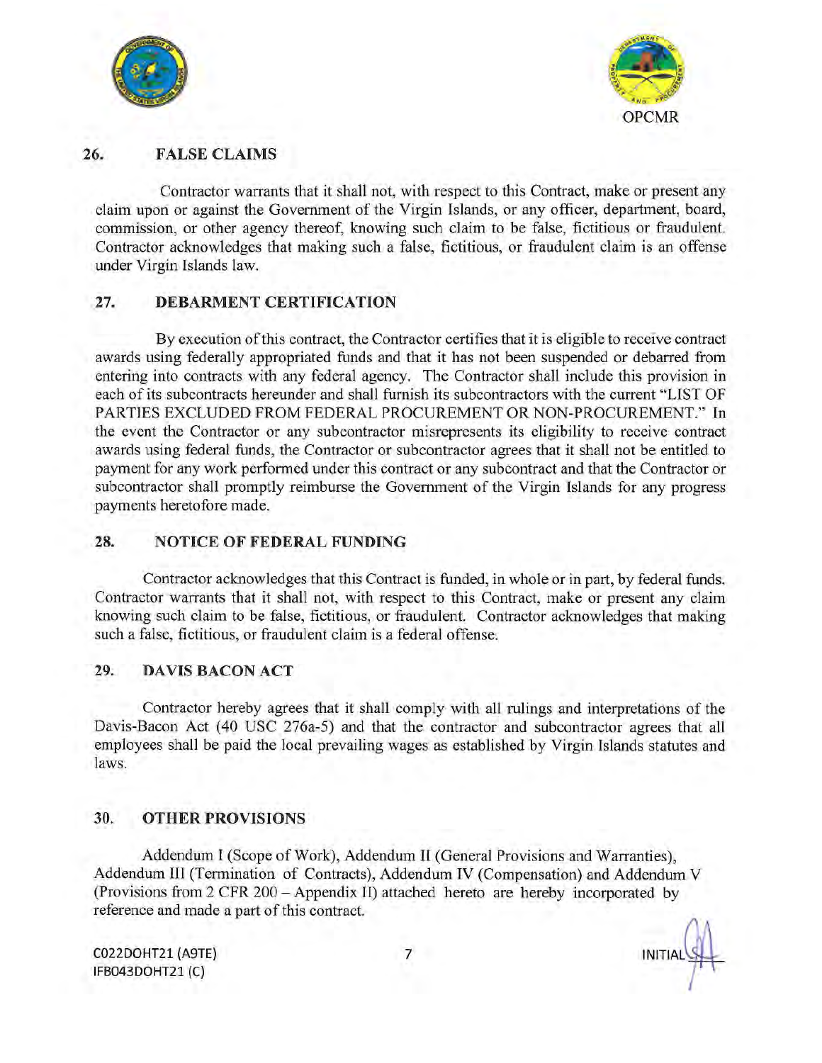## 26. FALSE CLAIMS

Contractor warrants that it shall not, with respect to this Contract, make or present any claim upon or against the Government of the Virgin Islands, or any officer, department, board, commission, or other agency thereof, knowing such claim to be false, fictitious or fraudulent. Contractor acknowledges that making such a false, fictitious, or fraudulent claim is an offense under Virgin Islands law.

## 27. DEBARMENT CERTIFICATION

By execution of this contract, the Contractor certifies that it is eligible to receive contract awards using federally appropriated funds and that it has not been suspended or debarred from entering into contracts with any federal agency. The Contractor shall include this provision in each of its subcontracts hereunder and shall furnish its subcontractors with the current "LIST OF PARTIES EXCLUDED FROM FEDERAL PROCUREMENT OR NON-PROCUREMENT." In the event the Contractor or any subcontractor misrepresents its eligibility to receive contract awards using federal funds, the Contractor or subcontractor agrees that it shall not be entitled to payment for any work performed under this contract or any subcontract and that the Contractor or subcontractor shall promptly reimburse the Government of the Virgin Islands for any progress payments heretofore made.

## 28. NOTICE OF FEDERAL FUNDING

Contractor acknowledges that this Contract is funded, in whole or in part, by federal funds. Contractor warrants that it shall not, with respect to this Contract, make or present any claim knowing such claim to be false, fictitious, or fraudulent. Contractor acknowledges that making such a false, fictitious, or fraudulent claim is a federal offense.

## 29. DAVIS BACON ACT

Contractor hereby agrees that it shall comply with all rulings and interpretations of the Davis-Bacon Act (40 USC 276a-5) and that the contractor and subcontractor agrees that all employees shall be paid the local prevailing wages as established by Virgin Islands statutes and laws.

## 30. OTHER PROVISIONS

Addendum I (Scope of Work), Addendum II (General Provisions and Warranties), Addendum III (Termination of Contracts), Addendum IV (Compensation) and Addendum V (Provisions from 2 CFR 200 – Appendix II) attached hereto are hereby incorporated by reference and made a part of this contract.

C022DOHT21 (A9TE)
IFB043DOHT21 (C)

INITIAL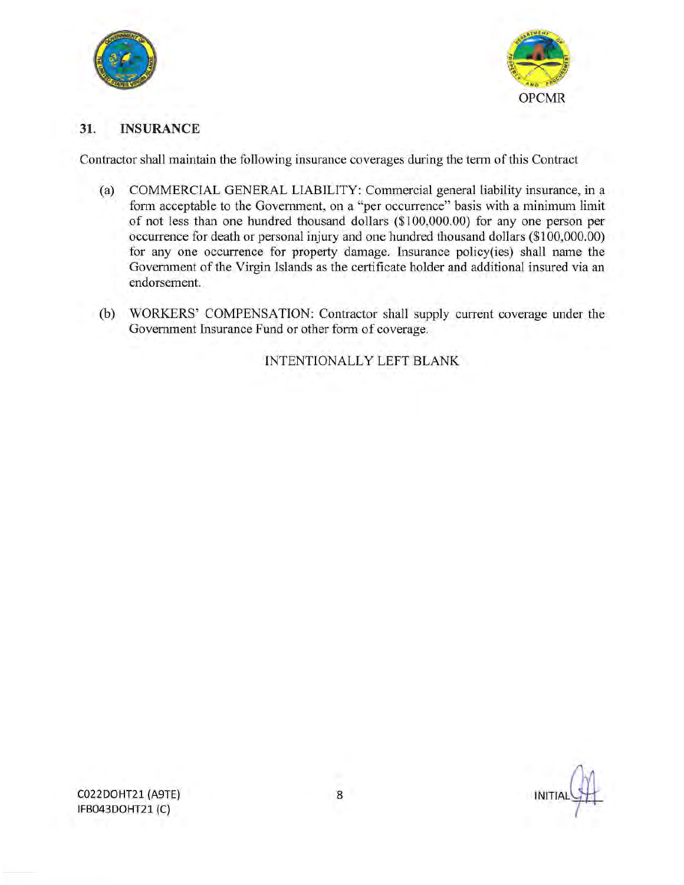OPCMR

## 31. INSURANCE

Contractor shall maintain the following insurance coverages during the term of this Contract

(a) COMMERCIAL GENERAL LIABILITY: Commercial general liability insurance, in a form acceptable to the Government, on a "per occurrence" basis with a minimum limit of not less than one hundred thousand dollars ($100,000.00) for any one person per occurrence for death or personal injury and one hundred thousand dollars ($100,000.00) for any one occurrence for property damage. Insurance policy(ies) shall name the Government of the Virgin Islands as the certificate holder and additional insured via an endorsement.

(b) WORKERS' COMPENSATION: Contractor shall supply current coverage under the Government Insurance Fund or other form of coverage.

INTENTIONALLY LEFT BLANK

C022DOHT21 (A9TE)
IFB043DOHT21 (C)

INITIAL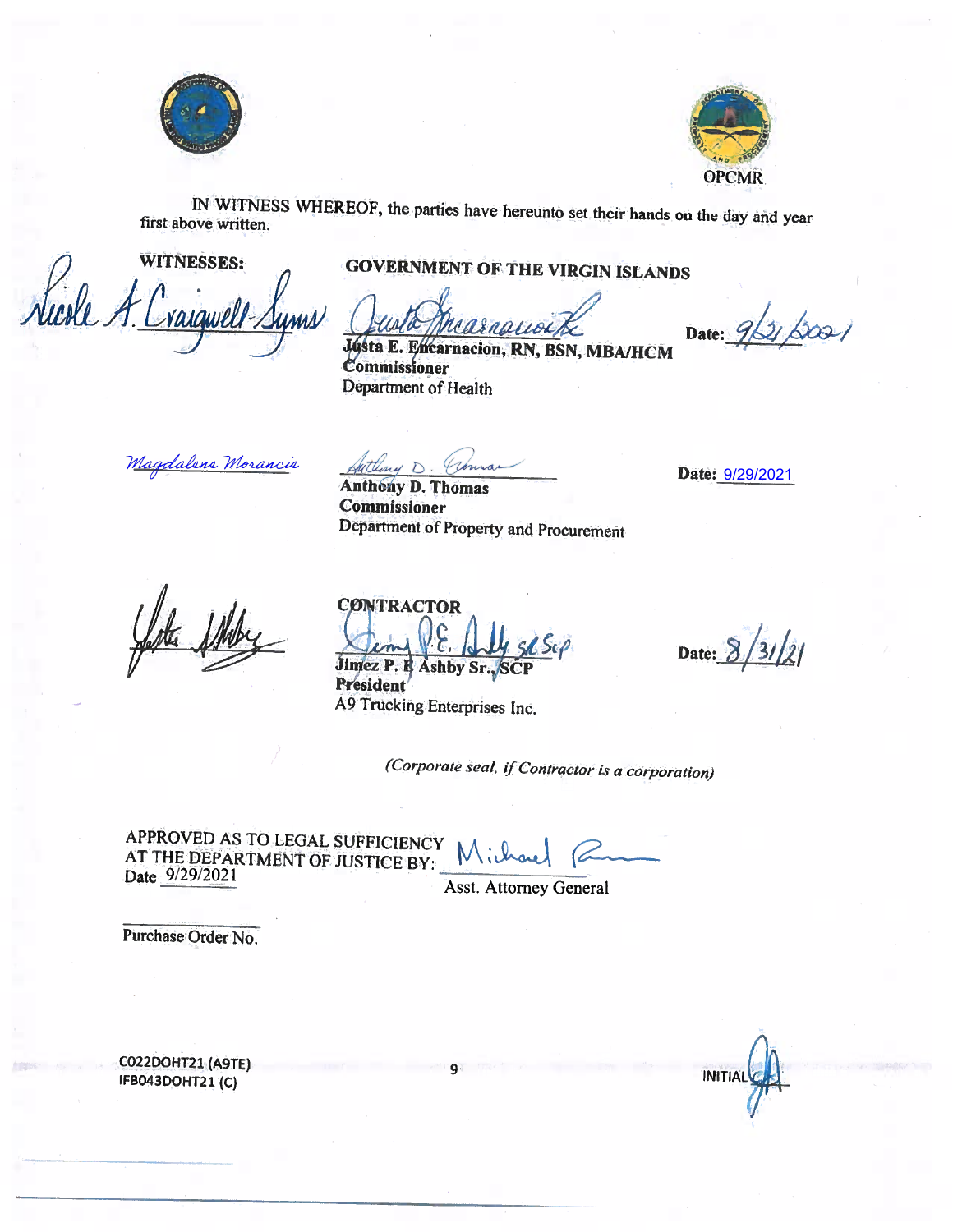OPCMR

IN WITNESS WHEREOF, the parties have hereunto set their hands on the day and year first above written.

**WITNESSES:**

Nicole A. Craigwell-Syms

**GOVERNMENT OF THE VIRGIN ISLANDS**

Justa E. Encarnacion

**Justa E. Encarnacion, RN, BSN, MBA/HCM**
**Commissioner**
Department of Health

Date: 9/21/2021

Magdalene Morancie

Anthony D. Thomas

**Anthony D. Thomas**
**Commissioner**
Department of Property and Procurement

**Date:** 9/29/2021

**CONTRACTOR**

Jimez P.E. Ashby Sr., SCP

**Jimez P. E Ashby Sr., SCP**
**President**
A9 Trucking Enterprises Inc.

Date: 8/31/21

*(Corporate seal, if Contractor is a corporation)*

APPROVED AS TO LEGAL SUFFICIENCY
AT THE DEPARTMENT OF JUSTICE BY: Michael
Date 9/29/2021

Asst. Attorney General

Purchase Order No.

C022DOHT21 (A9TE)
IFB043DOHT21 (C)

INITIAL